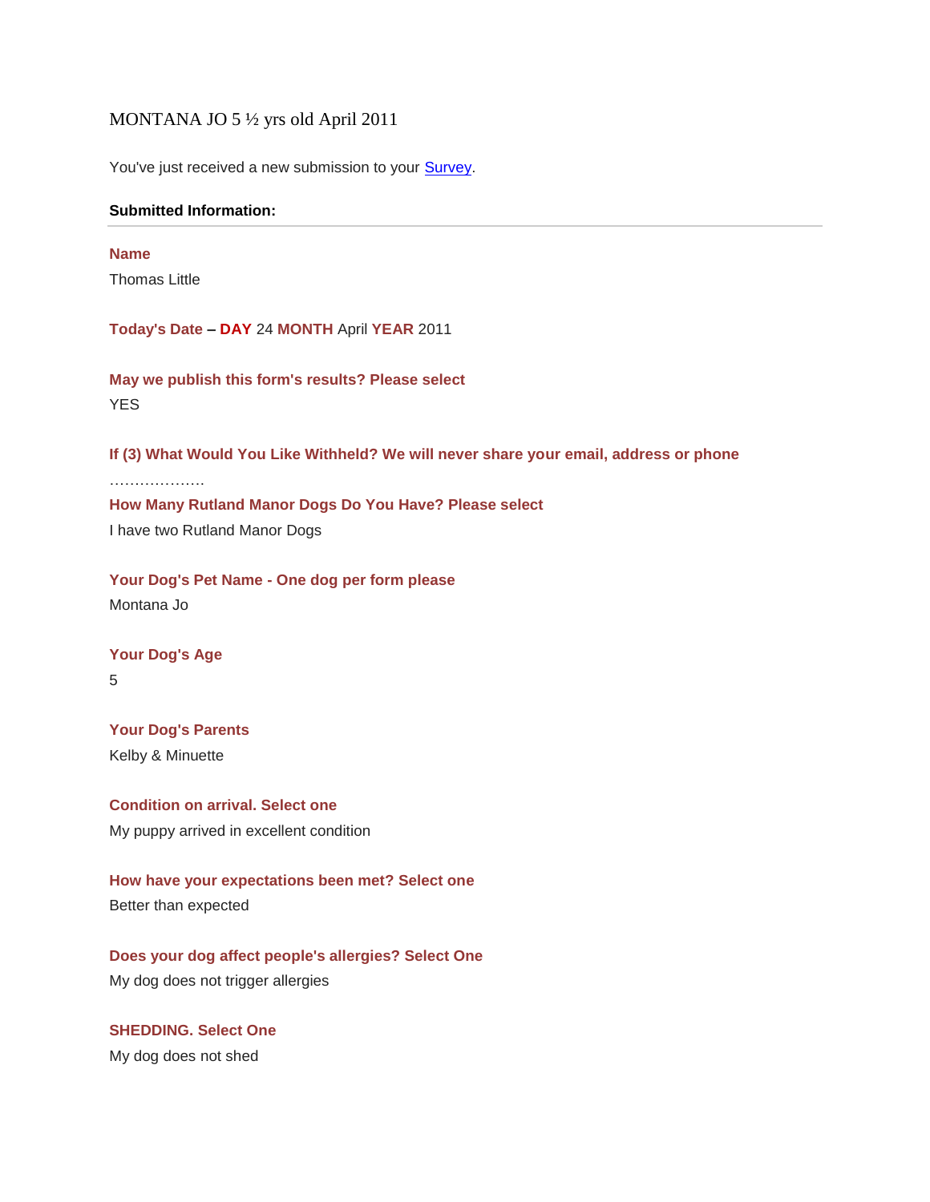MONTANA JO 5 ½ yrs old April 2011

You've just received a new submission to your Survey.

**Submitted Information:**

---

**Name**

Thomas Little

**Today's Date – DAY** 24 **MONTH** April **YEAR** 2011

**May we publish this form's results? Please select**

YES

**If (3) What Would You Like Withheld? We will never share your email, address or phone**

……………….

**How Many Rutland Manor Dogs Do You Have? Please select**

I have two Rutland Manor Dogs

**Your Dog's Pet Name - One dog per form please**

Montana Jo

**Your Dog's Age**

5

**Your Dog's Parents**

Kelby & Minuette

**Condition on arrival. Select one**

My puppy arrived in excellent condition

**How have your expectations been met? Select one**

Better than expected

**Does your dog affect people's allergies? Select One**

My dog does not trigger allergies

**SHEDDING. Select One**

My dog does not shed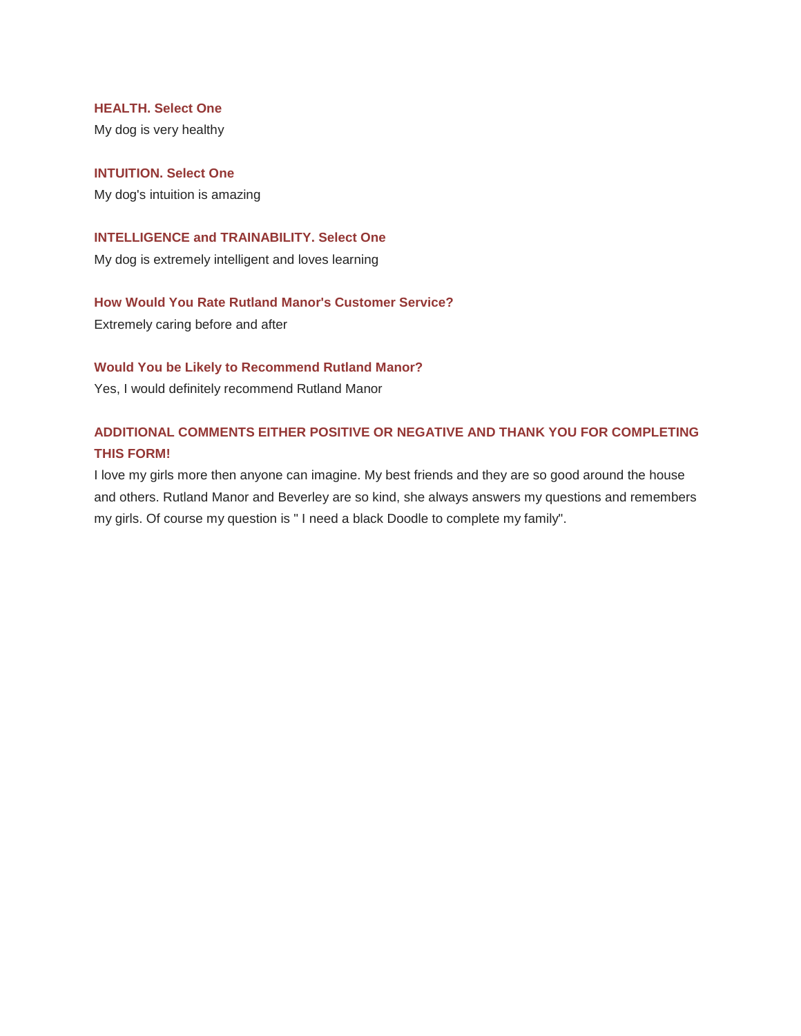**HEALTH. Select One**

My dog is very healthy

**INTUITION. Select One**

My dog's intuition is amazing

**INTELLIGENCE and TRAINABILITY. Select One**

My dog is extremely intelligent and loves learning

**How Would You Rate Rutland Manor's Customer Service?**

Extremely caring before and after

**Would You be Likely to Recommend Rutland Manor?**

Yes, I would definitely recommend Rutland Manor

**ADDITIONAL COMMENTS EITHER POSITIVE OR NEGATIVE AND THANK YOU FOR COMPLETING THIS FORM!**

I love my girls more then anyone can imagine. My best friends and they are so good around the house and others. Rutland Manor and Beverley are so kind, she always answers my questions and remembers my girls. Of course my question is " I need a black Doodle to complete my family".